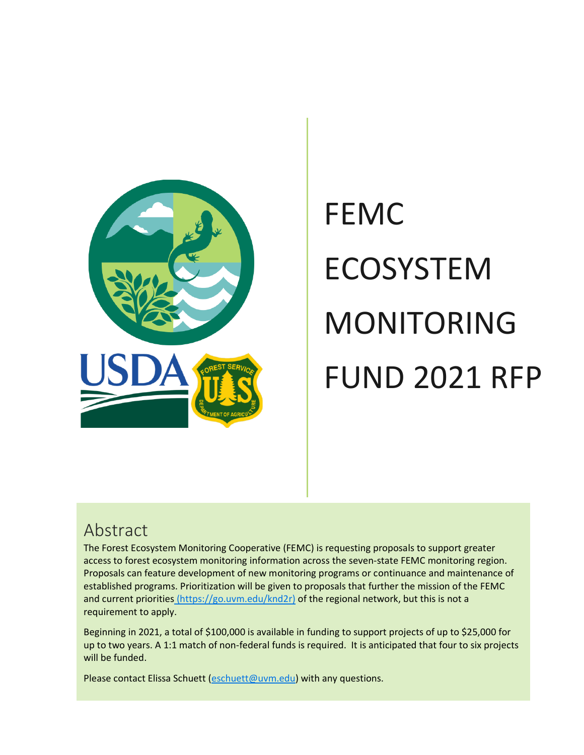# FEMC ECOSYSTEM MONITORING FUND 2021 RFP

## Abstract

The Forest Ecosystem Monitoring Cooperative (FEMC) is requesting proposals to support greater access to forest ecosystem monitoring information across the seven-state FEMC monitoring region. Proposals can feature development of new monitoring programs or continuance and maintenance of established programs. Prioritization will be given to proposals that further the mission of the FEMC and current priorities (https://go.uvm.edu/knd2r) of the regional network, but this is not a requirement to apply.

Beginning in 2021, a total of $100,000 is available in funding to support projects of up to $25,000 for up to two years. A 1:1 match of non-federal funds is required. It is anticipated that four to six projects will be funded.

Please contact Elissa Schuett (eschuett@uvm.edu) with any questions.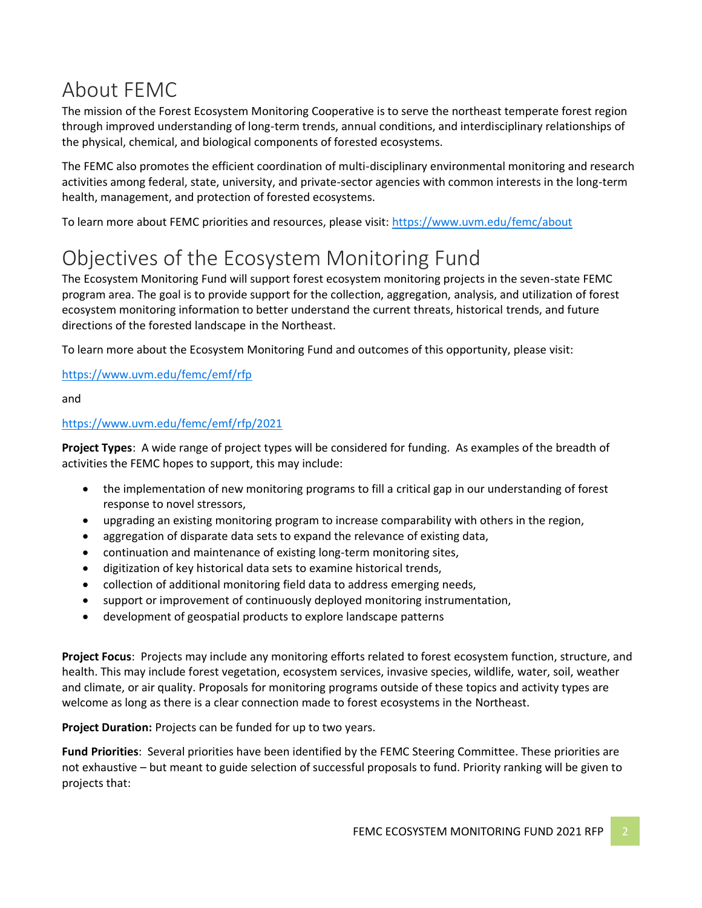# About FEMC

The mission of the Forest Ecosystem Monitoring Cooperative is to serve the northeast temperate forest region through improved understanding of long-term trends, annual conditions, and interdisciplinary relationships of the physical, chemical, and biological components of forested ecosystems.

The FEMC also promotes the efficient coordination of multi-disciplinary environmental monitoring and research activities among federal, state, university, and private-sector agencies with common interests in the long-term health, management, and protection of forested ecosystems.

To learn more about FEMC priorities and resources, please visit: https://www.uvm.edu/femc/about

# Objectives of the Ecosystem Monitoring Fund

The Ecosystem Monitoring Fund will support forest ecosystem monitoring projects in the seven-state FEMC program area. The goal is to provide support for the collection, aggregation, analysis, and utilization of forest ecosystem monitoring information to better understand the current threats, historical trends, and future directions of the forested landscape in the Northeast.

To learn more about the Ecosystem Monitoring Fund and outcomes of this opportunity, please visit:

https://www.uvm.edu/femc/emf/rfp

and

https://www.uvm.edu/femc/emf/rfp/2021

**Project Types**: A wide range of project types will be considered for funding. As examples of the breadth of activities the FEMC hopes to support, this may include:

- the implementation of new monitoring programs to fill a critical gap in our understanding of forest response to novel stressors,
- upgrading an existing monitoring program to increase comparability with others in the region,
- aggregation of disparate data sets to expand the relevance of existing data,
- continuation and maintenance of existing long-term monitoring sites,
- digitization of key historical data sets to examine historical trends,
- collection of additional monitoring field data to address emerging needs,
- support or improvement of continuously deployed monitoring instrumentation,
- development of geospatial products to explore landscape patterns

**Project Focus**: Projects may include any monitoring efforts related to forest ecosystem function, structure, and health. This may include forest vegetation, ecosystem services, invasive species, wildlife, water, soil, weather and climate, or air quality. Proposals for monitoring programs outside of these topics and activity types are welcome as long as there is a clear connection made to forest ecosystems in the Northeast.

**Project Duration:** Projects can be funded for up to two years.

**Fund Priorities**: Several priorities have been identified by the FEMC Steering Committee. These priorities are not exhaustive – but meant to guide selection of successful proposals to fund. Priority ranking will be given to projects that: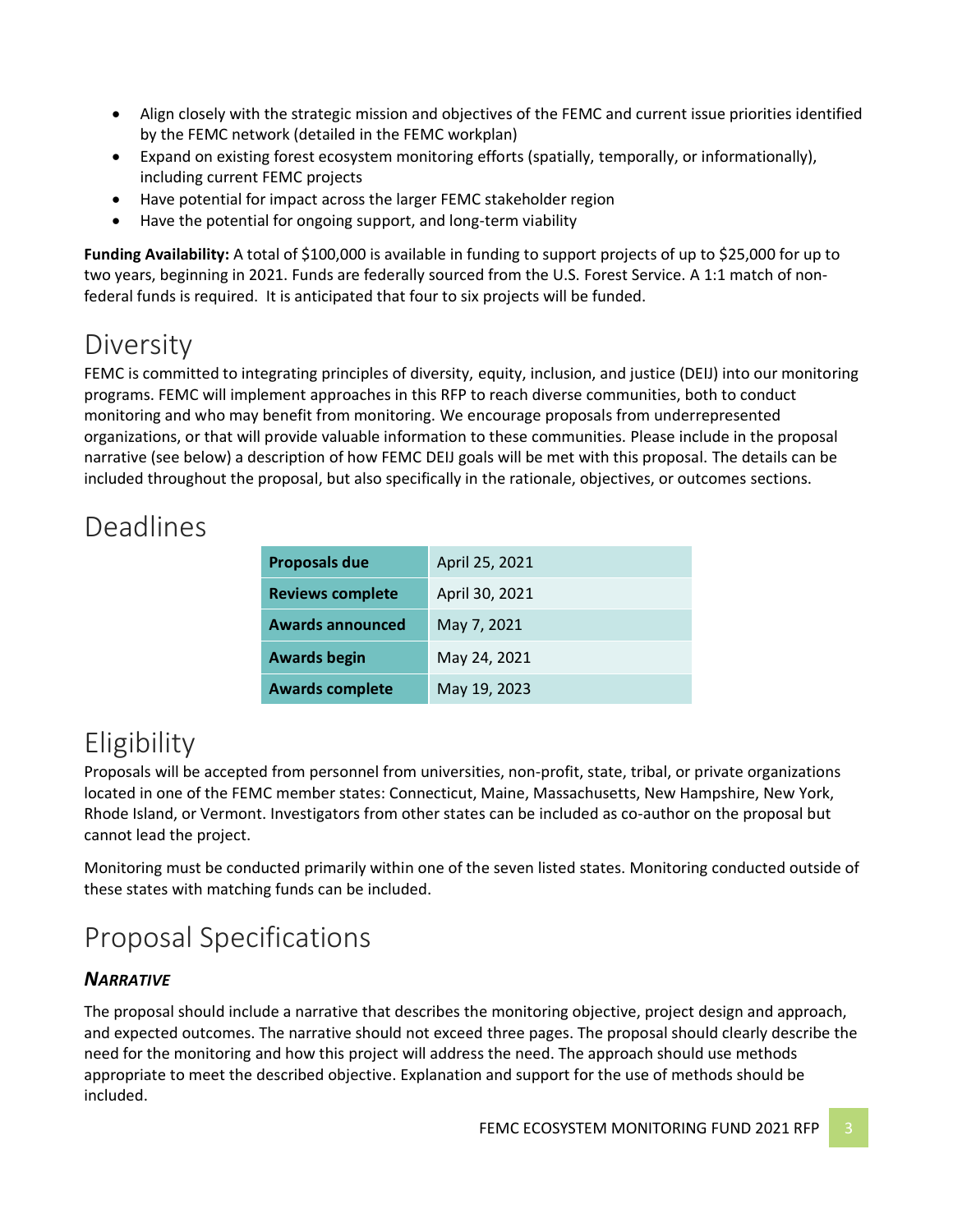- Align closely with the strategic mission and objectives of the FEMC and current issue priorities identified by the FEMC network (detailed in the FEMC workplan)
- Expand on existing forest ecosystem monitoring efforts (spatially, temporally, or informationally), including current FEMC projects
- Have potential for impact across the larger FEMC stakeholder region
- Have the potential for ongoing support, and long-term viability

**Funding Availability:** A total of $100,000 is available in funding to support projects of up to $25,000 for up to two years, beginning in 2021. Funds are federally sourced from the U.S. Forest Service. A 1:1 match of non-federal funds is required. It is anticipated that four to six projects will be funded.

# Diversity

FEMC is committed to integrating principles of diversity, equity, inclusion, and justice (DEIJ) into our monitoring programs. FEMC will implement approaches in this RFP to reach diverse communities, both to conduct monitoring and who may benefit from monitoring. We encourage proposals from underrepresented organizations, or that will provide valuable information to these communities. Please include in the proposal narrative (see below) a description of how FEMC DEIJ goals will be met with this proposal. The details can be included throughout the proposal, but also specifically in the rationale, objectives, or outcomes sections.

# Deadlines

| | |
|---|---|
| **Proposals due** | April 25, 2021 |
| **Reviews complete** | April 30, 2021 |
| **Awards announced** | May 7, 2021 |
| **Awards begin** | May 24, 2021 |
| **Awards complete** | May 19, 2023 |

# Eligibility

Proposals will be accepted from personnel from universities, non-profit, state, tribal, or private organizations located in one of the FEMC member states: Connecticut, Maine, Massachusetts, New Hampshire, New York, Rhode Island, or Vermont. Investigators from other states can be included as co-author on the proposal but cannot lead the project.

Monitoring must be conducted primarily within one of the seven listed states. Monitoring conducted outside of these states with matching funds can be included.

# Proposal Specifications

### *NARRATIVE*

The proposal should include a narrative that describes the monitoring objective, project design and approach, and expected outcomes. The narrative should not exceed three pages. The proposal should clearly describe the need for the monitoring and how this project will address the need. The approach should use methods appropriate to meet the described objective. Explanation and support for the use of methods should be included.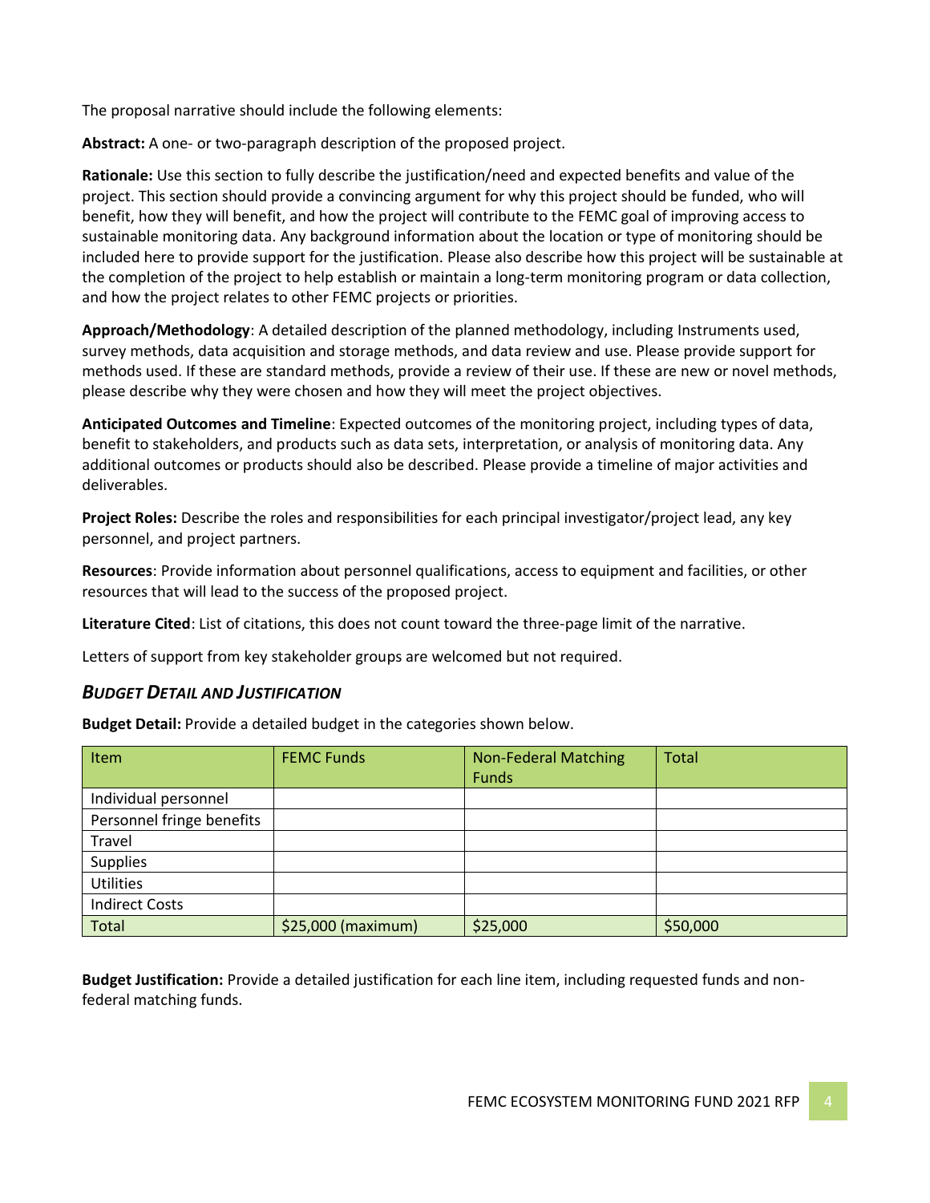The proposal narrative should include the following elements:

**Abstract:** A one- or two-paragraph description of the proposed project.

**Rationale:** Use this section to fully describe the justification/need and expected benefits and value of the project. This section should provide a convincing argument for why this project should be funded, who will benefit, how they will benefit, and how the project will contribute to the FEMC goal of improving access to sustainable monitoring data. Any background information about the location or type of monitoring should be included here to provide support for the justification. Please also describe how this project will be sustainable at the completion of the project to help establish or maintain a long-term monitoring program or data collection, and how the project relates to other FEMC projects or priorities.

**Approach/Methodology**: A detailed description of the planned methodology, including Instruments used, survey methods, data acquisition and storage methods, and data review and use. Please provide support for methods used. If these are standard methods, provide a review of their use. If these are new or novel methods, please describe why they were chosen and how they will meet the project objectives.

**Anticipated Outcomes and Timeline**: Expected outcomes of the monitoring project, including types of data, benefit to stakeholders, and products such as data sets, interpretation, or analysis of monitoring data. Any additional outcomes or products should also be described. Please provide a timeline of major activities and deliverables.

**Project Roles:** Describe the roles and responsibilities for each principal investigator/project lead, any key personnel, and project partners.

**Resources**: Provide information about personnel qualifications, access to equipment and facilities, or other resources that will lead to the success of the proposed project.

**Literature Cited**: List of citations, this does not count toward the three-page limit of the narrative.

Letters of support from key stakeholder groups are welcomed but not required.

### ***Budget Detail and Justification***

**Budget Detail:** Provide a detailed budget in the categories shown below.

| Item | FEMC Funds | Non-Federal Matching Funds | Total |
|---|---|---|---|
| Individual personnel | | | |
| Personnel fringe benefits | | | |
| Travel | | | |
| Supplies | | | |
| Utilities | | | |
| Indirect Costs | | | |
| Total | $25,000 (maximum) | $25,000 | $50,000 |

**Budget Justification:** Provide a detailed justification for each line item, including requested funds and non-federal matching funds.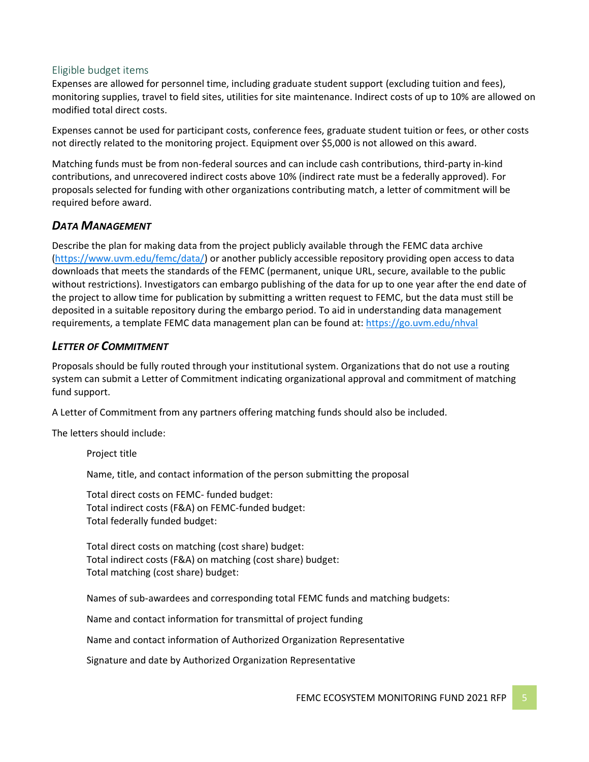### Eligible budget items

Expenses are allowed for personnel time, including graduate student support (excluding tuition and fees), monitoring supplies, travel to field sites, utilities for site maintenance. Indirect costs of up to 10% are allowed on modified total direct costs.

Expenses cannot be used for participant costs, conference fees, graduate student tuition or fees, or other costs not directly related to the monitoring project. Equipment over $5,000 is not allowed on this award.

Matching funds must be from non-federal sources and can include cash contributions, third-party in-kind contributions, and unrecovered indirect costs above 10% (indirect rate must be a federally approved). For proposals selected for funding with other organizations contributing match, a letter of commitment will be required before award.

## *DATA MANAGEMENT*

Describe the plan for making data from the project publicly available through the FEMC data archive (https://www.uvm.edu/femc/data/) or another publicly accessible repository providing open access to data downloads that meets the standards of the FEMC (permanent, unique URL, secure, available to the public without restrictions). Investigators can embargo publishing of the data for up to one year after the end date of the project to allow time for publication by submitting a written request to FEMC, but the data must still be deposited in a suitable repository during the embargo period. To aid in understanding data management requirements, a template FEMC data management plan can be found at: https://go.uvm.edu/nhval

## *LETTER OF COMMITMENT*

Proposals should be fully routed through your institutional system. Organizations that do not use a routing system can submit a Letter of Commitment indicating organizational approval and commitment of matching fund support.

A Letter of Commitment from any partners offering matching funds should also be included.

The letters should include:

Project title

Name, title, and contact information of the person submitting the proposal

Total direct costs on FEMC- funded budget:
Total indirect costs (F&A) on FEMC-funded budget:
Total federally funded budget:

Total direct costs on matching (cost share) budget:
Total indirect costs (F&A) on matching (cost share) budget:
Total matching (cost share) budget:

Names of sub-awardees and corresponding total FEMC funds and matching budgets:

Name and contact information for transmittal of project funding

Name and contact information of Authorized Organization Representative

Signature and date by Authorized Organization Representative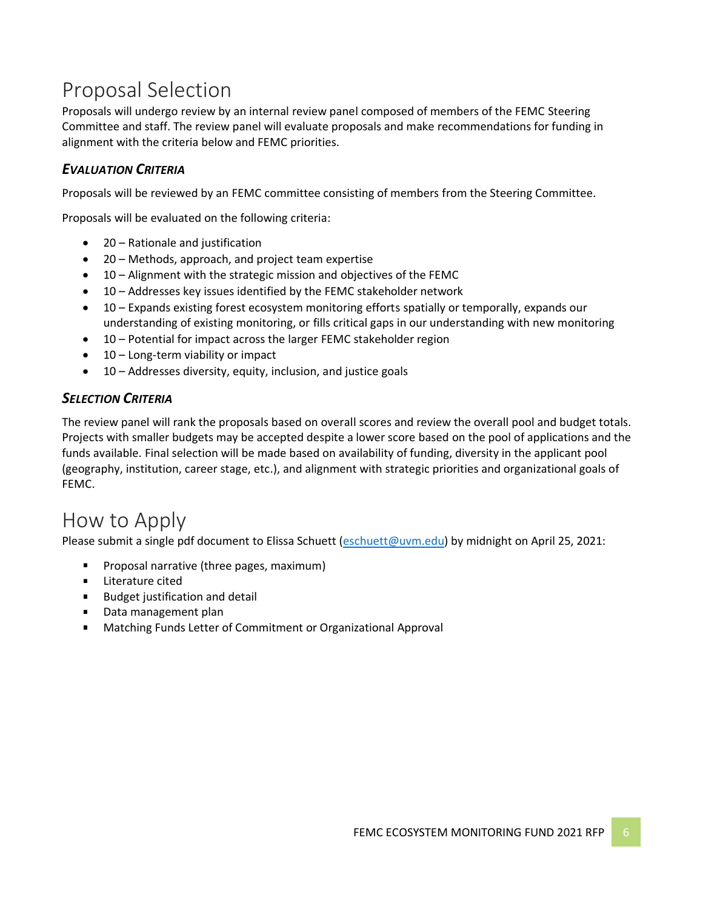# Proposal Selection

Proposals will undergo review by an internal review panel composed of members of the FEMC Steering Committee and staff. The review panel will evaluate proposals and make recommendations for funding in alignment with the criteria below and FEMC priorities.

### *Evaluation Criteria*

Proposals will be reviewed by an FEMC committee consisting of members from the Steering Committee.

Proposals will be evaluated on the following criteria:

- 20 – Rationale and justification
- 20 – Methods, approach, and project team expertise
- 10 – Alignment with the strategic mission and objectives of the FEMC
- 10 – Addresses key issues identified by the FEMC stakeholder network
- 10 – Expands existing forest ecosystem monitoring efforts spatially or temporally, expands our understanding of existing monitoring, or fills critical gaps in our understanding with new monitoring
- 10 – Potential for impact across the larger FEMC stakeholder region
- 10 – Long-term viability or impact
- 10 – Addresses diversity, equity, inclusion, and justice goals

### *Selection Criteria*

The review panel will rank the proposals based on overall scores and review the overall pool and budget totals. Projects with smaller budgets may be accepted despite a lower score based on the pool of applications and the funds available. Final selection will be made based on availability of funding, diversity in the applicant pool (geography, institution, career stage, etc.), and alignment with strategic priorities and organizational goals of FEMC.

# How to Apply

Please submit a single pdf document to Elissa Schuett (eschuett@uvm.edu) by midnight on April 25, 2021:

- Proposal narrative (three pages, maximum)
- Literature cited
- Budget justification and detail
- Data management plan
- Matching Funds Letter of Commitment or Organizational Approval